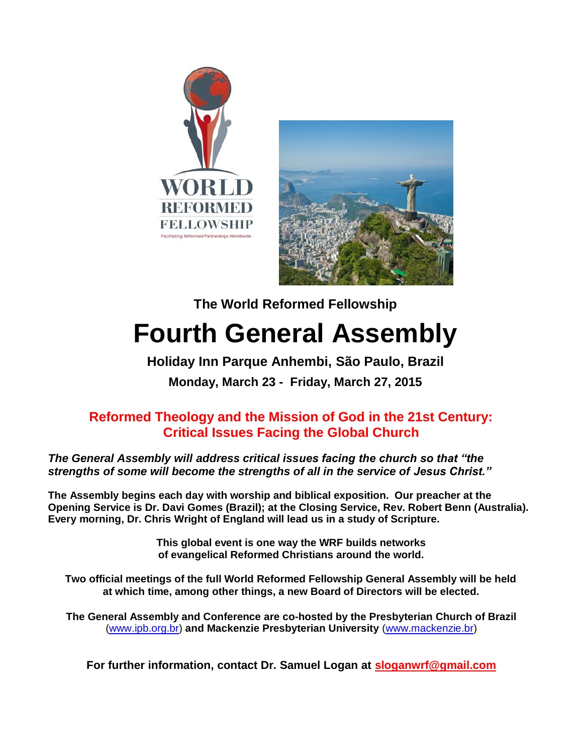### The World Reformed Fellowship

# Fourth General Assembly

**Holiday Inn Parque Anhembi, São Paulo, Brazil**

**Monday, March 23 - Friday, March 27, 2015**

## Reformed Theology and the Mission of God in the 21st Century: Critical Issues Facing the Global Church

***The General Assembly will address critical issues facing the church so that "the strengths of some will become the strengths of all in the service of Jesus Christ."***

**The Assembly begins each day with worship and biblical exposition. Our preacher at the Opening Service is Dr. Davi Gomes (Brazil); at the Closing Service, Rev. Robert Benn (Australia). Every morning, Dr. Chris Wright of England will lead us in a study of Scripture.**

**This global event is one way the WRF builds networks of evangelical Reformed Christians around the world.**

**Two official meetings of the full World Reformed Fellowship General Assembly will be held at which time, among other things, a new Board of Directors will be elected.**

**The General Assembly and Conference are co-hosted by the Presbyterian Church of Brazil** (www.ipb.org.br) **and Mackenzie Presbyterian University** (www.mackenzie.br)

**For further information, contact Dr. Samuel Logan at sloganwrf@gmail.com**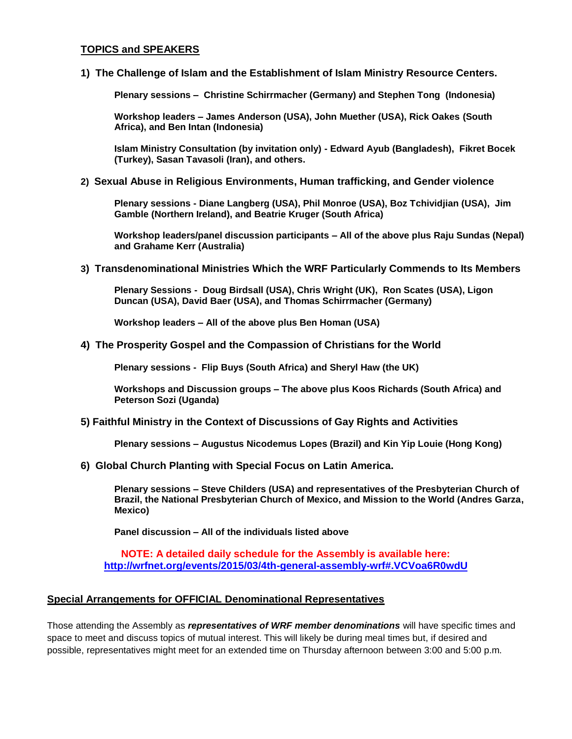## TOPICS and SPEAKERS

### 1) The Challenge of Islam and the Establishment of Islam Ministry Resource Centers.

**Plenary sessions – Christine Schirrmacher (Germany) and Stephen Tong (Indonesia)**

**Workshop leaders – James Anderson (USA), John Muether (USA), Rick Oakes (South Africa), and Ben Intan (Indonesia)**

**Islam Ministry Consultation (by invitation only) - Edward Ayub (Bangladesh), Fikret Bocek (Turkey), Sasan Tavasoli (Iran), and others.**

### 2) Sexual Abuse in Religious Environments, Human trafficking, and Gender violence

**Plenary sessions - Diane Langberg (USA), Phil Monroe (USA), Boz Tchividjian (USA), Jim Gamble (Northern Ireland), and Beatrie Kruger (South Africa)**

**Workshop leaders/panel discussion participants – All of the above plus Raju Sundas (Nepal) and Grahame Kerr (Australia)**

### 3) Transdenominational Ministries Which the WRF Particularly Commends to Its Members

**Plenary Sessions - Doug Birdsall (USA), Chris Wright (UK), Ron Scates (USA), Ligon Duncan (USA), David Baer (USA), and Thomas Schirrmacher (Germany)**

**Workshop leaders – All of the above plus Ben Homan (USA)**

### 4) The Prosperity Gospel and the Compassion of Christians for the World

**Plenary sessions - Flip Buys (South Africa) and Sheryl Haw (the UK)**

**Workshops and Discussion groups – The above plus Koos Richards (South Africa) and Peterson Sozi (Uganda)**

### 5) Faithful Ministry in the Context of Discussions of Gay Rights and Activities

**Plenary sessions – Augustus Nicodemus Lopes (Brazil) and Kin Yip Louie (Hong Kong)**

### 6) Global Church Planting with Special Focus on Latin America.

**Plenary sessions – Steve Childers (USA) and representatives of the Presbyterian Church of Brazil, the National Presbyterian Church of Mexico, and Mission to the World (Andres Garza, Mexico)**

**Panel discussion – All of the individuals listed above**

**NOTE: A detailed daily schedule for the Assembly is available here: http://wrfnet.org/events/2015/03/4th-general-assembly-wrf#.VCVoa6R0wdU**

## Special Arrangements for OFFICIAL Denominational Representatives

Those attending the Assembly as ***representatives of WRF member denominations*** will have specific times and space to meet and discuss topics of mutual interest. This will likely be during meal times but, if desired and possible, representatives might meet for an extended time on Thursday afternoon between 3:00 and 5:00 p.m.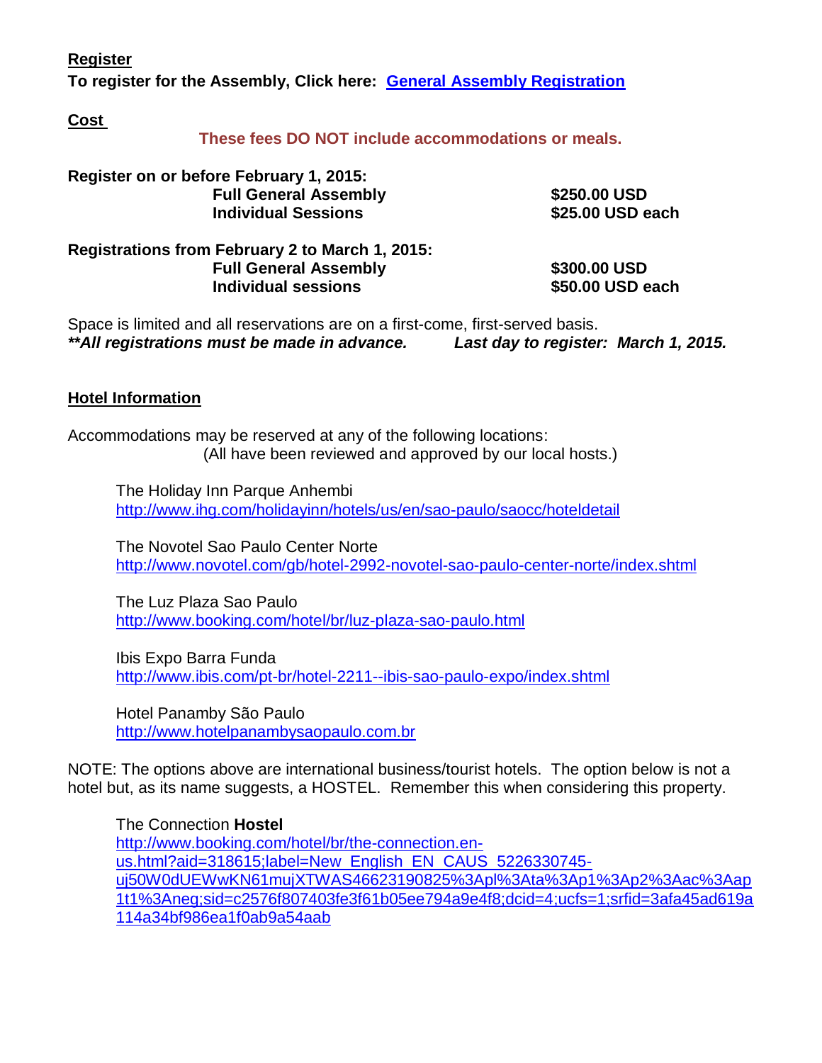**Register**

**To register for the Assembly, Click here: [General Assembly Registration]**

**Cost**

**These fees DO NOT include accommodations or meals.**

**Register on or before February 1, 2015:**

| | |
|---|---|
| **Full General Assembly** | **$250.00 USD** |
| **Individual Sessions** | **$25.00 USD each** |

**Registrations from February 2 to March 1, 2015:**

| | |
|---|---|
| **Full General Assembly** | **$300.00 USD** |
| **Individual sessions** | **$50.00 USD each** |

Space is limited and all reservations are on a first-come, first-served basis.
***\*\*All registrations must be made in advance.       Last day to register: March 1, 2015.***

**Hotel Information**

Accommodations may be reserved at any of the following locations:
(All have been reviewed and approved by our local hosts.)

The Holiday Inn Parque Anhembi
http://www.ihg.com/holidayinn/hotels/us/en/sao-paulo/saocc/hoteldetail

The Novotel Sao Paulo Center Norte
http://www.novotel.com/gb/hotel-2992-novotel-sao-paulo-center-norte/index.shtml

The Luz Plaza Sao Paulo
http://www.booking.com/hotel/br/luz-plaza-sao-paulo.html

Ibis Expo Barra Funda
http://www.ibis.com/pt-br/hotel-2211--ibis-sao-paulo-expo/index.shtml

Hotel Panamby São Paulo
http://www.hotelpanambysaopaulo.com.br

NOTE: The options above are international business/tourist hotels. The option below is not a hotel but, as its name suggests, a HOSTEL. Remember this when considering this property.

The Connection **Hostel**
http://www.booking.com/hotel/br/the-connection.en-us.html?aid=318615;label=New_English_EN_CAUS_5226330745-uj50W0dUEWwKN61mujXTWAS46623190825%3Apl%3Ata%3Ap1%3Ap2%3Aac%3Aap1t1%3Aneg;sid=c2576f807403fe3f61b05ee794a9e4f8;dcid=4;ucfs=1;srfid=3afa45ad619a114a34bf986ea1f0ab9a54aab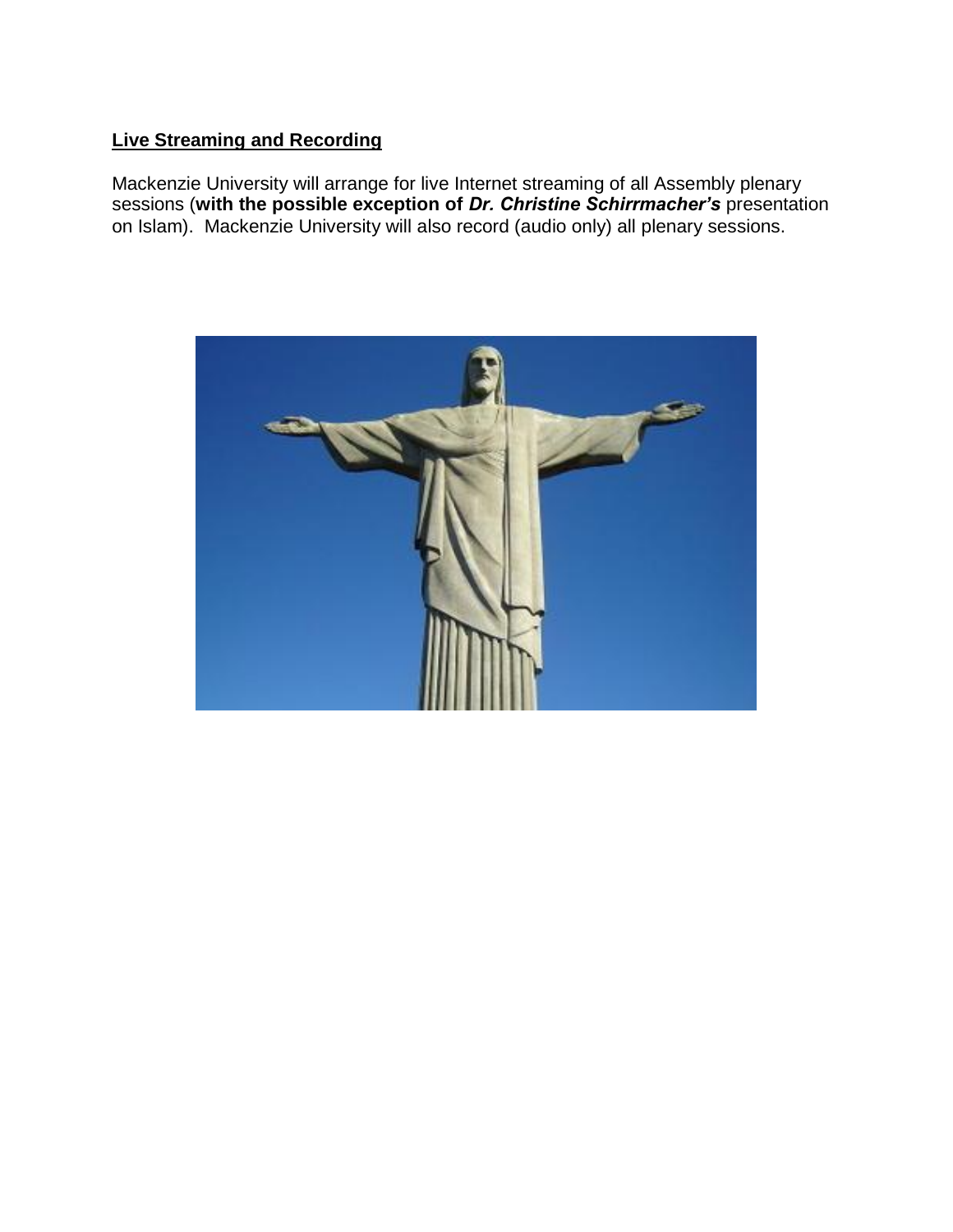**Live Streaming and Recording**

Mackenzie University will arrange for live Internet streaming of all Assembly plenary sessions (**with the possible exception of *Dr. Christine Schirrmacher's*** presentation on Islam). Mackenzie University will also record (audio only) all plenary sessions.